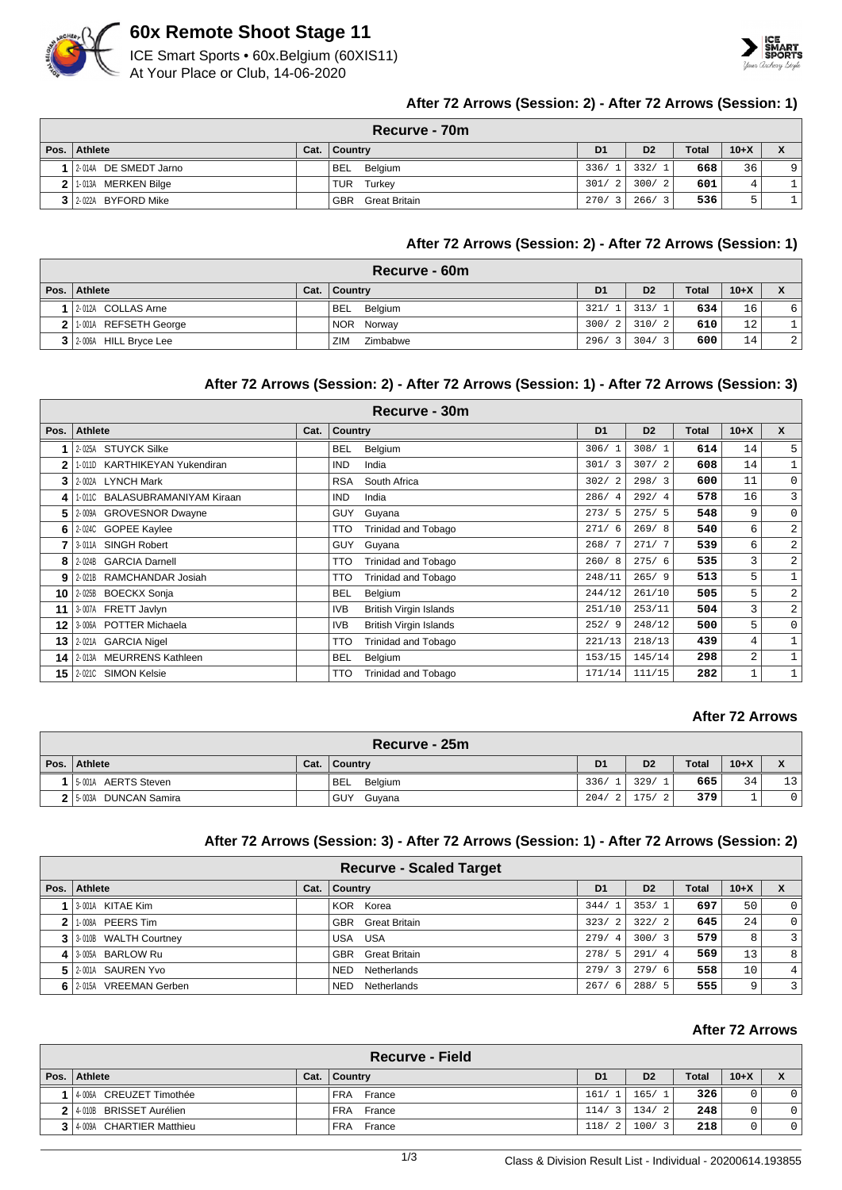# 60x Remote Shoot Stage 11

ICE Smart Sports • 60x.Belgium (60XIS11)
At Your Place or Club, 14-06-2020

### After 72 Arrows (Session: 2) - After 72 Arrows (Session: 1)

**Recurve - 70m**

| Pos. | Athlete | Cat. | Country | D1 | D2 | Total | 10+X | X |
|---|---|---|---|---|---|---|---|---|
| 1 | 2-014A DE SMEDT Jarno | | BEL Belgium | 336/ 1 | 332/ 1 | 668 | 36 | 9 |
| 2 | 1-013A MERKEN Bilge | | TUR Turkey | 301/ 2 | 300/ 2 | 601 | 4 | 1 |
| 3 | 2-022A BYFORD Mike | | GBR Great Britain | 270/ 3 | 266/ 3 | 536 | 5 | 1 |

### After 72 Arrows (Session: 2) - After 72 Arrows (Session: 1)

**Recurve - 60m**

| Pos. | Athlete | Cat. | Country | D1 | D2 | Total | 10+X | X |
|---|---|---|---|---|---|---|---|---|
| 1 | 2-012A COLLAS Arne | | BEL Belgium | 321/ 1 | 313/ 1 | 634 | 16 | 6 |
| 2 | 1-001A REFSETH George | | NOR Norway | 300/ 2 | 310/ 2 | 610 | 12 | 1 |
| 3 | 2-006A HILL Bryce Lee | | ZIM Zimbabwe | 296/ 3 | 304/ 3 | 600 | 14 | 2 |

### After 72 Arrows (Session: 2) - After 72 Arrows (Session: 1) - After 72 Arrows (Session: 3)

**Recurve - 30m**

| Pos. | Athlete | Cat. | Country | D1 | D2 | Total | 10+X | X |
|---|---|---|---|---|---|---|---|---|
| 1 | 2-025A STUYCK Silke | | BEL Belgium | 306/ 1 | 308/ 1 | 614 | 14 | 5 |
| 2 | 1-011D KARTHIKEYAN Yukendiran | | IND India | 301/ 3 | 307/ 2 | 608 | 14 | 1 |
| 3 | 2-002A LYNCH Mark | | RSA South Africa | 302/ 2 | 298/ 3 | 600 | 11 | 0 |
| 4 | 1-011C BALASUBRAMANIYAM Kiraan | | IND India | 286/ 4 | 292/ 4 | 578 | 16 | 3 |
| 5 | 2-009A GROVESNOR Dwayne | | GUY Guyana | 273/ 5 | 275/ 5 | 548 | 9 | 0 |
| 6 | 2-024C GOPEE Kaylee | | TTO Trinidad and Tobago | 271/ 6 | 269/ 8 | 540 | 6 | 2 |
| 7 | 3-011A SINGH Robert | | GUY Guyana | 268/ 7 | 271/ 7 | 539 | 6 | 2 |
| 8 | 2-024B GARCIA Darnell | | TTO Trinidad and Tobago | 260/ 8 | 275/ 6 | 535 | 3 | 2 |
| 9 | 2-021B RAMCHANDAR Josiah | | TTO Trinidad and Tobago | 248/11 | 265/ 9 | 513 | 5 | 1 |
| 10 | 2-025B BOECKX Sonja | | BEL Belgium | 244/12 | 261/10 | 505 | 5 | 2 |
| 11 | 3-007A FRETT Javlyn | | IVB British Virgin Islands | 251/10 | 253/11 | 504 | 3 | 2 |
| 12 | 3-006A POTTER Michaela | | IVB British Virgin Islands | 252/ 9 | 248/12 | 500 | 5 | 0 |
| 13 | 2-021A GARCIA Nigel | | TTO Trinidad and Tobago | 221/13 | 218/13 | 439 | 4 | 1 |
| 14 | 2-013A MEURRENS Kathleen | | BEL Belgium | 153/15 | 145/14 | 298 | 2 | 1 |
| 15 | 2-021C SIMON Kelsie | | TTO Trinidad and Tobago | 171/14 | 111/15 | 282 | 1 | 1 |

### After 72 Arrows

**Recurve - 25m**

| Pos. | Athlete | Cat. | Country | D1 | D2 | Total | 10+X | X |
|---|---|---|---|---|---|---|---|---|
| 1 | 5-001A AERTS Steven | | BEL Belgium | 336/ 1 | 329/ 1 | 665 | 34 | 13 |
| 2 | 5-003A DUNCAN Samira | | GUY Guyana | 204/ 2 | 175/ 2 | 379 | 1 | 0 |

### After 72 Arrows (Session: 3) - After 72 Arrows (Session: 1) - After 72 Arrows (Session: 2)

**Recurve - Scaled Target**

| Pos. | Athlete | Cat. | Country | D1 | D2 | Total | 10+X | X |
|---|---|---|---|---|---|---|---|---|
| 1 | 3-001A KITAE Kim | | KOR Korea | 344/ 1 | 353/ 1 | 697 | 50 | 0 |
| 2 | 1-008A PEERS Tim | | GBR Great Britain | 323/ 2 | 322/ 2 | 645 | 24 | 0 |
| 3 | 3-010B WALTH Courtney | | USA USA | 279/ 4 | 300/ 3 | 579 | 8 | 3 |
| 4 | 3-005A BARLOW Ru | | GBR Great Britain | 278/ 5 | 291/ 4 | 569 | 13 | 8 |
| 5 | 2-001A SAUREN Yvo | | NED Netherlands | 279/ 3 | 279/ 6 | 558 | 10 | 4 |
| 6 | 2-015A VREEMAN Gerben | | NED Netherlands | 267/ 6 | 288/ 5 | 555 | 9 | 3 |

### After 72 Arrows

**Recurve - Field**

| Pos. | Athlete | Cat. | Country | D1 | D2 | Total | 10+X | X |
|---|---|---|---|---|---|---|---|---|
| 1 | 4-006A CREUZET Timothée | | FRA France | 161/ 1 | 165/ 1 | 326 | 0 | 0 |
| 2 | 4-010B BRISSET Aurélien | | FRA France | 114/ 3 | 134/ 2 | 248 | 0 | 0 |
| 3 | 4-009A CHARTIER Matthieu | | FRA France | 118/ 2 | 100/ 3 | 218 | 0 | 0 |

Class & Division Result List - Individual - 20200614.193855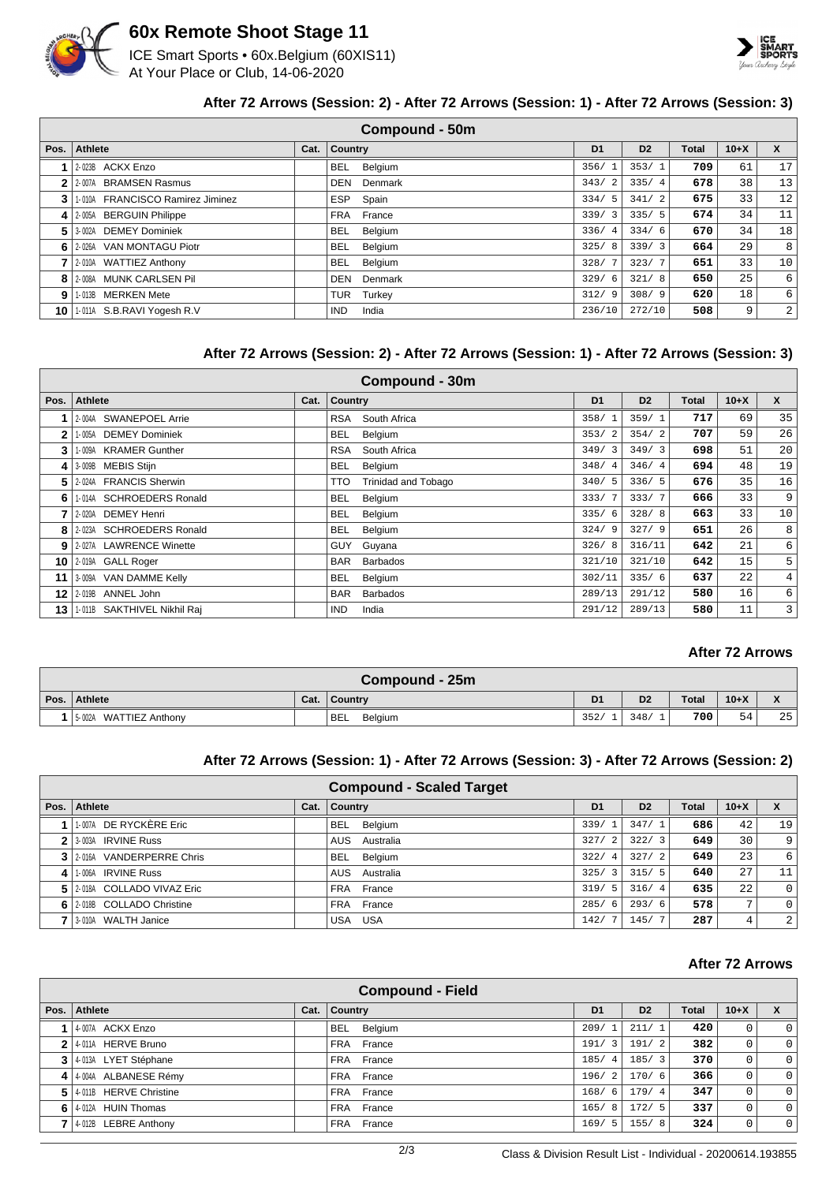# 60x Remote Shoot Stage 11

ICE Smart Sports • 60x.Belgium (60XIS11)
At Your Place or Club, 14-06-2020

### After 72 Arrows (Session: 2) - After 72 Arrows (Session: 1) - After 72 Arrows (Session: 3)

**Compound - 50m**

| Pos. | Athlete | Cat. | Country | D1 | D2 | Total | 10+X | X |
|---|---|---|---|---|---|---|---|---|
| 1 | 2-023B ACKX Enzo | | BEL Belgium | 356/ 1 | 353/ 1 | 709 | 61 | 17 |
| 2 | 2-007A BRAMSEN Rasmus | | DEN Denmark | 343/ 2 | 335/ 4 | 678 | 38 | 13 |
| 3 | 1-010A FRANCISCO Ramirez Jiminez | | ESP Spain | 334/ 5 | 341/ 2 | 675 | 33 | 12 |
| 4 | 2-005A BERGUIN Philippe | | FRA France | 339/ 3 | 335/ 5 | 674 | 34 | 11 |
| 5 | 3-002A DEMEY Dominiek | | BEL Belgium | 336/ 4 | 334/ 6 | 670 | 34 | 18 |
| 6 | 2-026A VAN MONTAGU Piotr | | BEL Belgium | 325/ 8 | 339/ 3 | 664 | 29 | 8 |
| 7 | 2-010A WATTIEZ Anthony | | BEL Belgium | 328/ 7 | 323/ 7 | 651 | 33 | 10 |
| 8 | 2-008A MUNK CARLSEN Pil | | DEN Denmark | 329/ 6 | 321/ 8 | 650 | 25 | 6 |
| 9 | 1-013B MERKEN Mete | | TUR Turkey | 312/ 9 | 308/ 9 | 620 | 18 | 6 |
| 10 | 1-011A S.B.RAVI Yogesh R.V | | IND India | 236/10 | 272/10 | 508 | 9 | 2 |

### After 72 Arrows (Session: 2) - After 72 Arrows (Session: 1) - After 72 Arrows (Session: 3)

**Compound - 30m**

| Pos. | Athlete | Cat. | Country | D1 | D2 | Total | 10+X | X |
|---|---|---|---|---|---|---|---|---|
| 1 | 2-004A SWANEPOEL Arrie | | RSA South Africa | 358/ 1 | 359/ 1 | 717 | 69 | 35 |
| 2 | 1-005A DEMEY Dominiek | | BEL Belgium | 353/ 2 | 354/ 2 | 707 | 59 | 26 |
| 3 | 1-009A KRAMER Gunther | | RSA South Africa | 349/ 3 | 349/ 3 | 698 | 51 | 20 |
| 4 | 3-009B MEBIS Stijn | | BEL Belgium | 348/ 4 | 346/ 4 | 694 | 48 | 19 |
| 5 | 2-024A FRANCIS Sherwin | | TTO Trinidad and Tobago | 340/ 5 | 336/ 5 | 676 | 35 | 16 |
| 6 | 1-014A SCHROEDERS Ronald | | BEL Belgium | 333/ 7 | 333/ 7 | 666 | 33 | 9 |
| 7 | 2-020A DEMEY Henri | | BEL Belgium | 335/ 6 | 328/ 8 | 663 | 33 | 10 |
| 8 | 2-023A SCHROEDERS Ronald | | BEL Belgium | 324/ 9 | 327/ 9 | 651 | 26 | 8 |
| 9 | 2-027A LAWRENCE Winette | | GUY Guyana | 326/ 8 | 316/11 | 642 | 21 | 6 |
| 10 | 2-019A GALL Roger | | BAR Barbados | 321/10 | 321/10 | 642 | 15 | 5 |
| 11 | 3-009A VAN DAMME Kelly | | BEL Belgium | 302/11 | 335/ 6 | 637 | 22 | 4 |
| 12 | 2-019B ANNEL John | | BAR Barbados | 289/13 | 291/12 | 580 | 16 | 6 |
| 13 | 1-011B SAKTHIVEL Nikhil Raj | | IND India | 291/12 | 289/13 | 580 | 11 | 3 |

### After 72 Arrows

**Compound - 25m**

| Pos. | Athlete | Cat. | Country | D1 | D2 | Total | 10+X | X |
|---|---|---|---|---|---|---|---|---|
| 1 | 5-002A WATTIEZ Anthony | | BEL Belgium | 352/ 1 | 348/ 1 | 700 | 54 | 25 |

### After 72 Arrows (Session: 1) - After 72 Arrows (Session: 3) - After 72 Arrows (Session: 2)

**Compound - Scaled Target**

| Pos. | Athlete | Cat. | Country | D1 | D2 | Total | 10+X | X |
|---|---|---|---|---|---|---|---|---|
| 1 | 1-007A DE RYCKÈRE Eric | | BEL Belgium | 339/ 1 | 347/ 1 | 686 | 42 | 19 |
| 2 | 3-003A IRVINE Russ | | AUS Australia | 327/ 2 | 322/ 3 | 649 | 30 | 9 |
| 3 | 2-016A VANDERPERRE Chris | | BEL Belgium | 322/ 4 | 327/ 2 | 649 | 23 | 6 |
| 4 | 1-006A IRVINE Russ | | AUS Australia | 325/ 3 | 315/ 5 | 640 | 27 | 11 |
| 5 | 2-018A COLLADO VIVAZ Eric | | FRA France | 319/ 5 | 316/ 4 | 635 | 22 | 0 |
| 6 | 2-018B COLLADO Christine | | FRA France | 285/ 6 | 293/ 6 | 578 | 7 | 0 |
| 7 | 3-010A WALTH Janice | | USA USA | 142/ 7 | 145/ 7 | 287 | 4 | 2 |

### After 72 Arrows

**Compound - Field**

| Pos. | Athlete | Cat. | Country | D1 | D2 | Total | 10+X | X |
|---|---|---|---|---|---|---|---|---|
| 1 | 4-007A ACKX Enzo | | BEL Belgium | 209/ 1 | 211/ 1 | 420 | 0 | 0 |
| 2 | 4-011A HERVE Bruno | | FRA France | 191/ 3 | 191/ 2 | 382 | 0 | 0 |
| 3 | 4-013A LYET Stéphane | | FRA France | 185/ 4 | 185/ 3 | 370 | 0 | 0 |
| 4 | 4-004A ALBANESE Rémy | | FRA France | 196/ 2 | 170/ 6 | 366 | 0 | 0 |
| 5 | 4-011B HERVE Christine | | FRA France | 168/ 6 | 179/ 4 | 347 | 0 | 0 |
| 6 | 4-012A HUIN Thomas | | FRA France | 165/ 8 | 172/ 5 | 337 | 0 | 0 |
| 7 | 4-012B LEBRE Anthony | | FRA France | 169/ 5 | 155/ 8 | 324 | 0 | 0 |

Class & Division Result List - Individual - 20200614.193855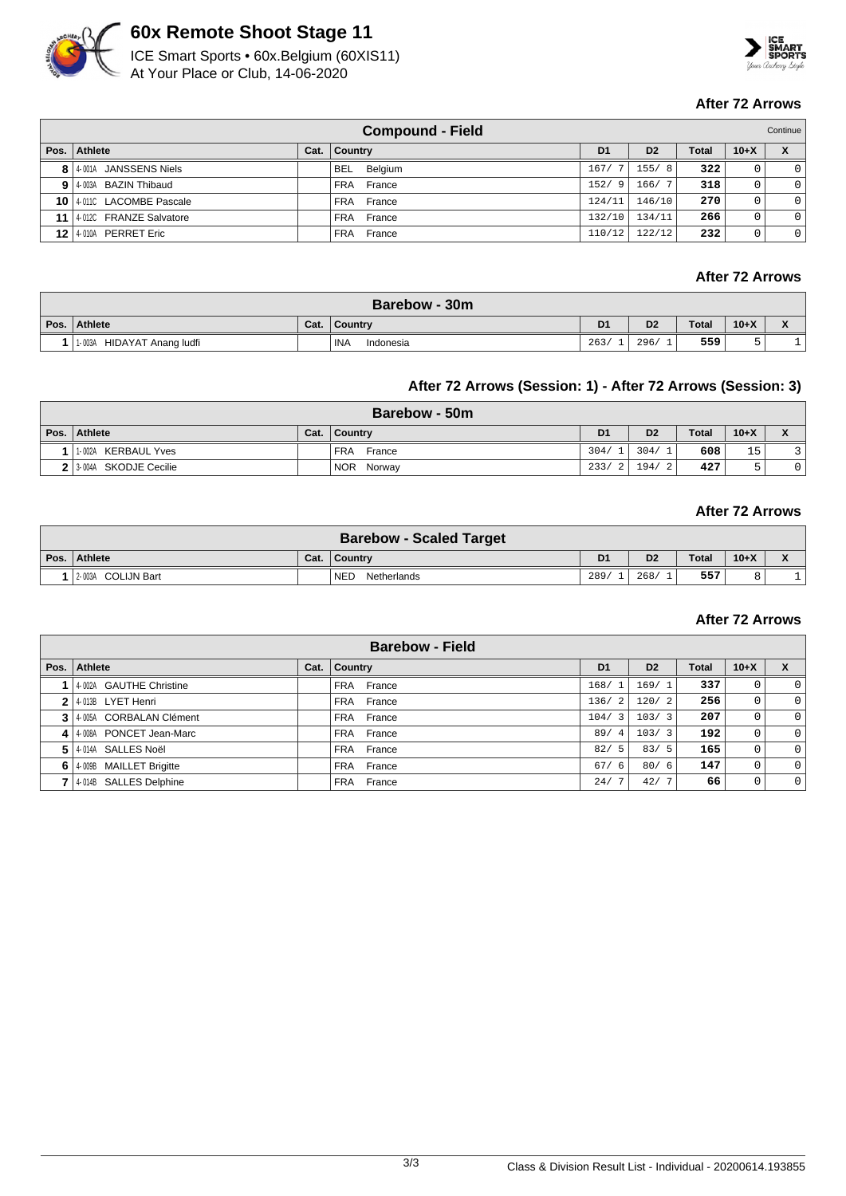# 60x Remote Shoot Stage 11

ICE Smart Sports • 60x.Belgium (60XIS11)
At Your Place or Club, 14-06-2020

### After 72 Arrows

| Compound - Field | | | | | | | | Continue |
|---|---|---|---|---|---|---|---|---|
| Pos. | Athlete | Cat. | Country | D1 | D2 | Total | 10+X | X |
| 8 | 4-001A JANSSENS Niels | | BEL Belgium | 167/ 7 | 155/ 8 | 322 | 0 | 0 |
| 9 | 4-003A BAZIN Thibaud | | FRA France | 152/ 9 | 166/ 7 | 318 | 0 | 0 |
| 10 | 4-011C LACOMBE Pascale | | FRA France | 124/11 | 146/10 | 270 | 0 | 0 |
| 11 | 4-012C FRANZE Salvatore | | FRA France | 132/10 | 134/11 | 266 | 0 | 0 |
| 12 | 4-010A PERRET Eric | | FRA France | 110/12 | 122/12 | 232 | 0 | 0 |

### After 72 Arrows

| Barebow - 30m | | | | | | | | |
|---|---|---|---|---|---|---|---|---|
| Pos. | Athlete | Cat. | Country | D1 | D2 | Total | 10+X | X |
| 1 | 1-003A HIDAYAT Anang ludfi | | INA Indonesia | 263/ 1 | 296/ 1 | 559 | 5 | 1 |

### After 72 Arrows (Session: 1) - After 72 Arrows (Session: 3)

| Barebow - 50m | | | | | | | | |
|---|---|---|---|---|---|---|---|---|
| Pos. | Athlete | Cat. | Country | D1 | D2 | Total | 10+X | X |
| 1 | 1-002A KERBAUL Yves | | FRA France | 304/ 1 | 304/ 1 | 608 | 15 | 3 |
| 2 | 3-004A SKODJE Cecilie | | NOR Norway | 233/ 2 | 194/ 2 | 427 | 5 | 0 |

### After 72 Arrows

| Barebow - Scaled Target | | | | | | | | |
|---|---|---|---|---|---|---|---|---|
| Pos. | Athlete | Cat. | Country | D1 | D2 | Total | 10+X | X |
| 1 | 2-003A COLIJN Bart | | NED Netherlands | 289/ 1 | 268/ 1 | 557 | 8 | 1 |

### After 72 Arrows

| Barebow - Field | | | | | | | | |
|---|---|---|---|---|---|---|---|---|
| Pos. | Athlete | Cat. | Country | D1 | D2 | Total | 10+X | X |
| 1 | 4-002A GAUTHE Christine | | FRA France | 168/ 1 | 169/ 1 | 337 | 0 | 0 |
| 2 | 4-013B LYET Henri | | FRA France | 136/ 2 | 120/ 2 | 256 | 0 | 0 |
| 3 | 4-005A CORBALAN Clément | | FRA France | 104/ 3 | 103/ 3 | 207 | 0 | 0 |
| 4 | 4-008A PONCET Jean-Marc | | FRA France | 89/ 4 | 103/ 3 | 192 | 0 | 0 |
| 5 | 4-014A SALLES Noël | | FRA France | 82/ 5 | 83/ 5 | 165 | 0 | 0 |
| 6 | 4-009B MAILLET Brigitte | | FRA France | 67/ 6 | 80/ 6 | 147 | 0 | 0 |
| 7 | 4-014B SALLES Delphine | | FRA France | 24/ 7 | 42/ 7 | 66 | 0 | 0 |

Class & Division Result List - Individual - 20200614.193855